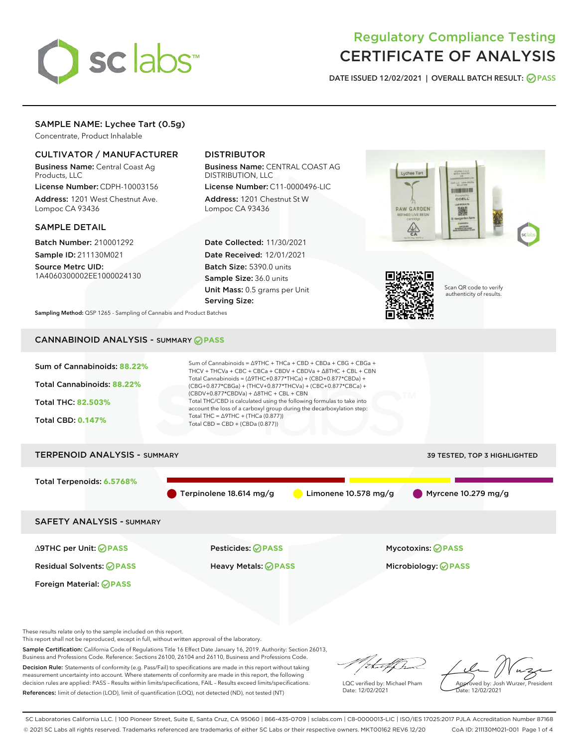# Regulatory Compliance Testing
# CERTIFICATE OF ANALYSIS

DATE ISSUED 12/02/2021 | OVERALL BATCH RESULT: PASS

## SAMPLE NAME: Lychee Tart (0.5g)

Concentrate, Product Inhalable

### CULTIVATOR / MANUFACTURER

**Business Name:** Central Coast Ag Products, LLC

**License Number:** CDPH-10003156

**Address:** 1201 West Chestnut Ave. Lompoc CA 93436

### DISTRIBUTOR

**Business Name:** CENTRAL COAST AG DISTRIBUTION, LLC

**License Number:** C11-0000496-LIC

**Address:** 1201 Chestnut St W Lompoc CA 93436

### SAMPLE DETAIL

**Batch Number:** 210001292

**Sample ID:** 211130M021

**Source Metrc UID:** 1A4060300002EE1000024130

**Date Collected:** 11/30/2021

**Date Received:** 12/01/2021

**Batch Size:** 5390.0 units

**Sample Size:** 36.0 units

**Unit Mass:** 0.5 grams per Unit

**Serving Size:**

Scan QR code to verify authenticity of results.

**Sampling Method:** QSP 1265 - Sampling of Cannabis and Product Batches

## CANNABINOID ANALYSIS - SUMMARY PASS

Sum of Cannabinoids: **88.22%**

Total Cannabinoids: **88.22%**

Total THC: **82.503%**

Total CBD: **0.147%**

Sum of Cannabinoids = Δ9THC + THCa + CBD + CBDa + CBG + CBGa + THCV + THCVa + CBC + CBCa + CBDV + CBDVa + Δ8THC + CBL + CBN

Total Cannabinoids = (Δ9THC+0.877*THCa) + (CBD+0.877*CBDa) + (CBG+0.877*CBGa) + (THCV+0.877*THCVa) + (CBC+0.877*CBCa) + (CBDV+0.877*CBDVa) + Δ8THC + CBL + CBN

Total THC/CBD is calculated using the following formulas to take into account the loss of a carboxyl group during the decarboxylation step:

Total THC = Δ9THC + (THCa (0.877))

Total CBD = CBD + (CBDa (0.877))

## TERPENOID ANALYSIS - SUMMARY

39 TESTED, TOP 3 HIGHLIGHTED

Total Terpenoids: **6.5768%**

Terpinolene 18.614 mg/g | Limonene 10.578 mg/g | Myrcene 10.279 mg/g

## SAFETY ANALYSIS - SUMMARY

| | | |
|---|---|---|
| Δ9THC per Unit: PASS | Pesticides: PASS | Mycotoxins: PASS |
| Residual Solvents: PASS | Heavy Metals: PASS | Microbiology: PASS |
| Foreign Material: PASS | | |

These results relate only to the sample included on this report.

This report shall not be reproduced, except in full, without written approval of the laboratory.

**Sample Certification:** California Code of Regulations Title 16 Effect Date January 16, 2019. Authority: Section 26013, Business and Professions Code. Reference: Sections 26100, 26104 and 26110, Business and Professions Code.

**Decision Rule:** Statements of conformity (e.g. Pass/Fail) to specifications are made in this report without taking measurement uncertainty into account. Where statements of conformity are made in this report, the following decision rules are applied: PASS – Results within limits/specifications, FAIL – Results exceed limits/specifications.

**References:** limit of detection (LOD), limit of quantification (LOQ), not detected (ND), not tested (NT)

LQC verified by: Michael Pham
Date: 12/02/2021

Approved by: Josh Wurzer, President
Date: 12/02/2021

SC Laboratories California LLC. | 100 Pioneer Street, Suite E, Santa Cruz, CA 95060 | 866-435-0709 | sclabs.com | C8-0000013-LIC | ISO/IES 17025:2017 PJLA Accreditation Number 87168

© 2021 SC Labs all rights reserved. Trademarks referenced are trademarks of either SC Labs or their respective owners. MKT00162 REV6 12/20 CoA ID: 211130M021-001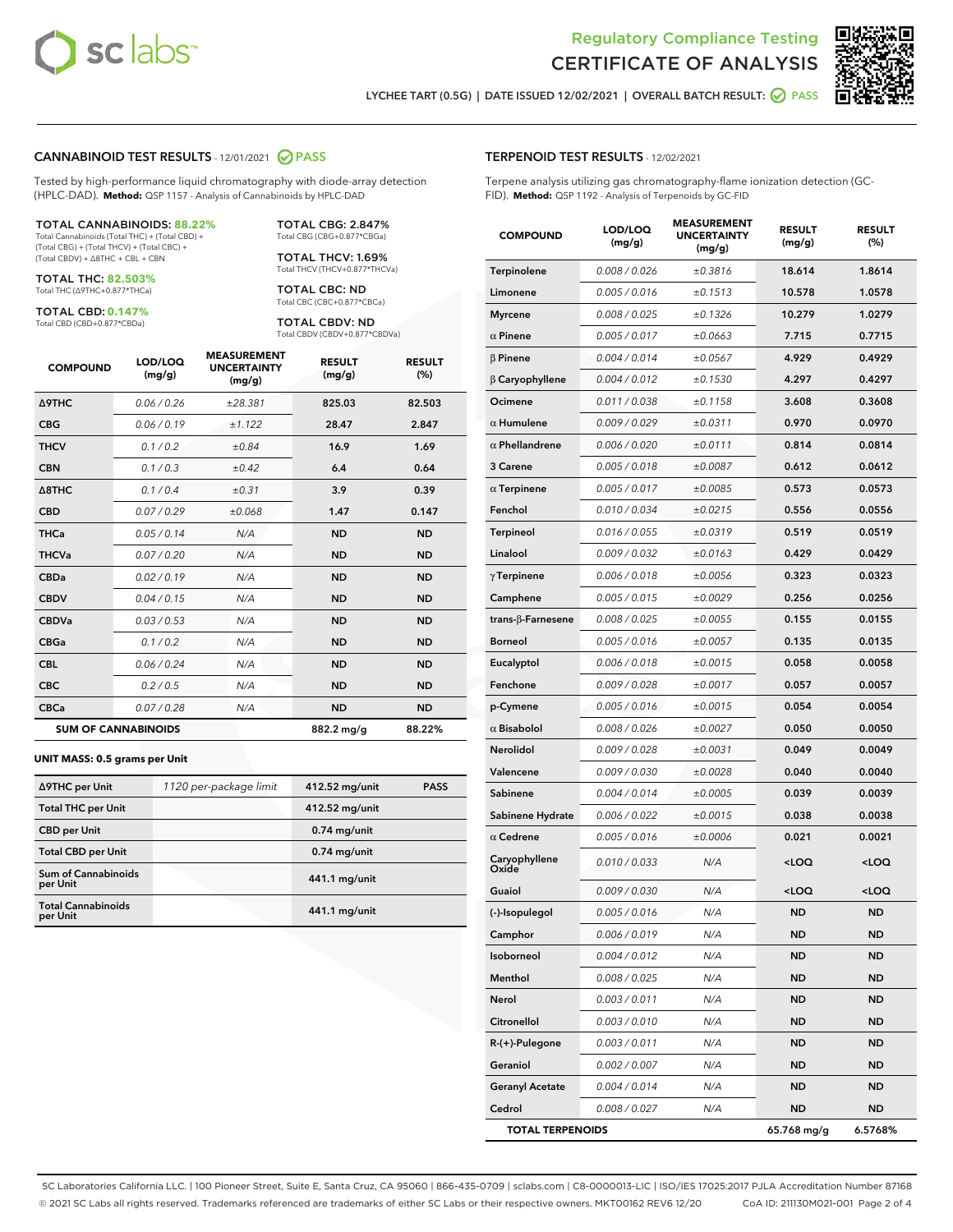# Regulatory Compliance Testing
# CERTIFICATE OF ANALYSIS

LYCHEE TART (0.5G) | DATE ISSUED 12/02/2021 | OVERALL BATCH RESULT: PASS

## CANNABINOID TEST RESULTS - 12/01/2021 PASS

Tested by high-performance liquid chromatography with diode-array detection (HPLC-DAD). **Method:** QSP 1157 - Analysis of Cannabinoids by HPLC-DAD

**TOTAL CANNABINOIDS: 88.22%**
Total Cannabinoids (Total THC) + (Total CBD) + (Total CBG) + (Total THCV) + (Total CBC) + (Total CBDV) + Δ8THC + CBL + CBN

**TOTAL THC: 82.503%**
Total THC (Δ9THC+0.877*THCa)

**TOTAL CBD: 0.147%**
Total CBD (CBD+0.877*CBDa)

**TOTAL CBG: 2.847%**
Total CBG (CBG+0.877*CBGa)

**TOTAL THCV: 1.69%**
Total THCV (THCV+0.877*THCVa)

**TOTAL CBC: ND**
Total CBC (CBC+0.877*CBCa)

**TOTAL CBDV: ND**
Total CBDV (CBDV+0.877*CBDVa)

| COMPOUND | LOD/LOQ (mg/g) | MEASUREMENT UNCERTAINTY (mg/g) | RESULT (mg/g) | RESULT (%) |
|---|---|---|---|---|
| Δ9THC | 0.06 / 0.26 | ±28.381 | 825.03 | 82.503 |
| CBG | 0.06 / 0.19 | ±1.122 | 28.47 | 2.847 |
| THCV | 0.1 / 0.2 | ±0.84 | 16.9 | 1.69 |
| CBN | 0.1 / 0.3 | ±0.42 | 6.4 | 0.64 |
| Δ8THC | 0.1 / 0.4 | ±0.31 | 3.9 | 0.39 |
| CBD | 0.07 / 0.29 | ±0.068 | 1.47 | 0.147 |
| THCa | 0.05 / 0.14 | N/A | ND | ND |
| THCVa | 0.07 / 0.20 | N/A | ND | ND |
| CBDa | 0.02 / 0.19 | N/A | ND | ND |
| CBDV | 0.04 / 0.15 | N/A | ND | ND |
| CBDVa | 0.03 / 0.53 | N/A | ND | ND |
| CBGa | 0.1 / 0.2 | N/A | ND | ND |
| CBL | 0.06 / 0.24 | N/A | ND | ND |
| CBC | 0.2 / 0.5 | N/A | ND | ND |
| CBCa | 0.07 / 0.28 | N/A | ND | ND |
| **SUM OF CANNABINOIDS** | | | 882.2 mg/g | 88.22% |

**UNIT MASS: 0.5 grams per Unit**

| | | | |
|---|---|---|---|
| Δ9THC per Unit | 1120 per-package limit | 412.52 mg/unit | PASS |
| Total THC per Unit | | 412.52 mg/unit | |
| CBD per Unit | | 0.74 mg/unit | |
| Total CBD per Unit | | 0.74 mg/unit | |
| Sum of Cannabinoids per Unit | | 441.1 mg/unit | |
| Total Cannabinoids per Unit | | 441.1 mg/unit | |

## TERPENOID TEST RESULTS - 12/02/2021

Terpene analysis utilizing gas chromatography-flame ionization detection (GC-FID). **Method:** QSP 1192 - Analysis of Terpenoids by GC-FID

| COMPOUND | LOD/LOQ (mg/g) | MEASUREMENT UNCERTAINTY (mg/g) | RESULT (mg/g) | RESULT (%) |
|---|---|---|---|---|
| Terpinolene | 0.008 / 0.026 | ±0.3816 | 18.614 | 1.8614 |
| Limonene | 0.005 / 0.016 | ±0.1513 | 10.578 | 1.0578 |
| Myrcene | 0.008 / 0.025 | ±0.1326 | 10.279 | 1.0279 |
| α Pinene | 0.005 / 0.017 | ±0.0663 | 7.715 | 0.7715 |
| β Pinene | 0.004 / 0.014 | ±0.0567 | 4.929 | 0.4929 |
| β Caryophyllene | 0.004 / 0.012 | ±0.1530 | 4.297 | 0.4297 |
| Ocimene | 0.011 / 0.038 | ±0.1158 | 3.608 | 0.3608 |
| α Humulene | 0.009 / 0.029 | ±0.0311 | 0.970 | 0.0970 |
| α Phellandrene | 0.006 / 0.020 | ±0.0111 | 0.814 | 0.0814 |
| 3 Carene | 0.005 / 0.018 | ±0.0087 | 0.612 | 0.0612 |
| α Terpinene | 0.005 / 0.017 | ±0.0085 | 0.573 | 0.0573 |
| Fenchol | 0.010 / 0.034 | ±0.0215 | 0.556 | 0.0556 |
| Terpineol | 0.016 / 0.055 | ±0.0319 | 0.519 | 0.0519 |
| Linalool | 0.009 / 0.032 | ±0.0163 | 0.429 | 0.0429 |
| γ Terpinene | 0.006 / 0.018 | ±0.0056 | 0.323 | 0.0323 |
| Camphene | 0.005 / 0.015 | ±0.0029 | 0.256 | 0.0256 |
| trans-β-Farnesene | 0.008 / 0.025 | ±0.0055 | 0.155 | 0.0155 |
| Borneol | 0.005 / 0.016 | ±0.0057 | 0.135 | 0.0135 |
| Eucalyptol | 0.006 / 0.018 | ±0.0015 | 0.058 | 0.0058 |
| Fenchone | 0.009 / 0.028 | ±0.0017 | 0.057 | 0.0057 |
| p-Cymene | 0.005 / 0.016 | ±0.0015 | 0.054 | 0.0054 |
| α Bisabolol | 0.008 / 0.026 | ±0.0027 | 0.050 | 0.0050 |
| Nerolidol | 0.009 / 0.028 | ±0.0031 | 0.049 | 0.0049 |
| Valencene | 0.009 / 0.030 | ±0.0028 | 0.040 | 0.0040 |
| Sabinene | 0.004 / 0.014 | ±0.0005 | 0.039 | 0.0039 |
| Sabinene Hydrate | 0.006 / 0.022 | ±0.0015 | 0.038 | 0.0038 |
| α Cedrene | 0.005 / 0.016 | ±0.0006 | 0.021 | 0.0021 |
| Caryophyllene Oxide | 0.010 / 0.033 | N/A | <LOQ | <LOQ |
| Guaiol | 0.009 / 0.030 | N/A | <LOQ | <LOQ |
| (-)-Isopulegol | 0.005 / 0.016 | N/A | ND | ND |
| Camphor | 0.006 / 0.019 | N/A | ND | ND |
| Isoborneol | 0.004 / 0.012 | N/A | ND | ND |
| Menthol | 0.008 / 0.025 | N/A | ND | ND |
| Nerol | 0.003 / 0.011 | N/A | ND | ND |
| Citronellol | 0.003 / 0.010 | N/A | ND | ND |
| R-(+)-Pulegone | 0.003 / 0.011 | N/A | ND | ND |
| Geraniol | 0.002 / 0.007 | N/A | ND | ND |
| Geranyl Acetate | 0.004 / 0.014 | N/A | ND | ND |
| Cedrol | 0.008 / 0.027 | N/A | ND | ND |
| **TOTAL TERPENOIDS** | | | 65.768 mg/g | 6.5768% |

SC Laboratories California LLC. | 100 Pioneer Street, Suite E, Santa Cruz, CA 95060 | 866-435-0709 | sclabs.com | C8-0000013-LIC | ISO/IES 17025:2017 PJLA Accreditation Number 87168
© 2021 SC Labs all rights reserved. Trademarks referenced are trademarks of either SC Labs or their respective owners. MKT00162 REV6 12/20 CoA ID: 211130M021-001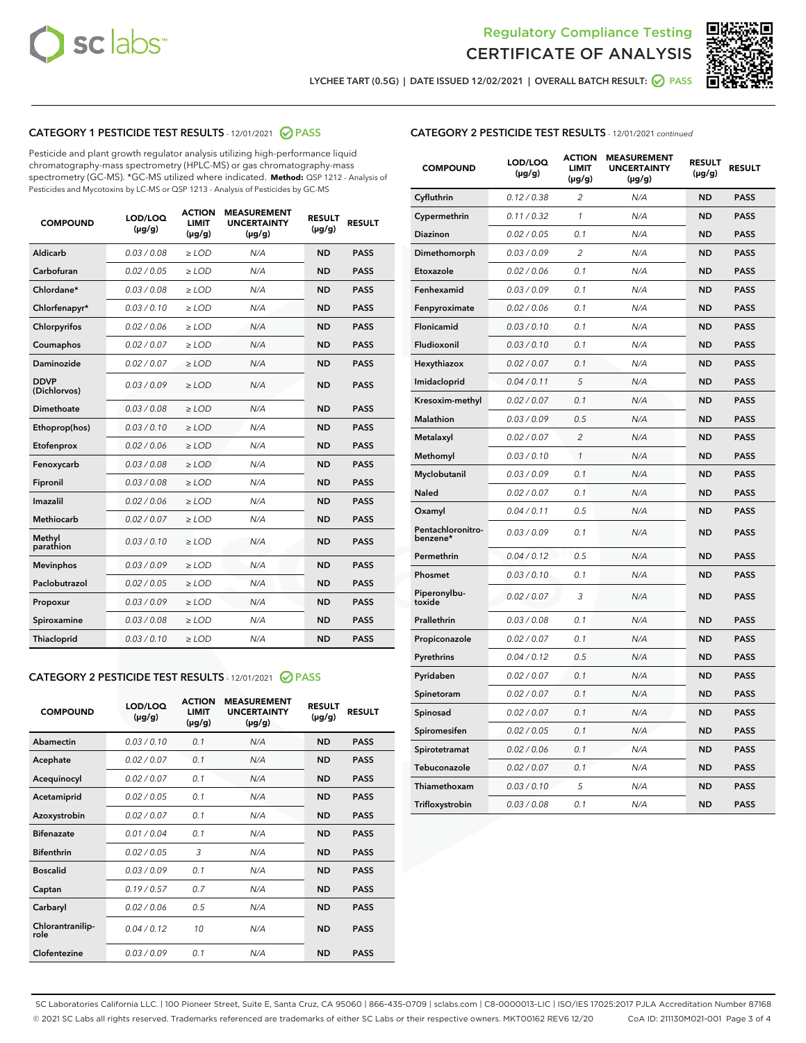LYCHEE TART (0.5G) | DATE ISSUED 12/02/2021 | OVERALL BATCH RESULT: PASS

## CATEGORY 1 PESTICIDE TEST RESULTS - 12/01/2021 PASS

Pesticide and plant growth regulator analysis utilizing high-performance liquid chromatography-mass spectrometry (HPLC-MS) or gas chromatography-mass spectrometry (GC-MS). *GC-MS utilized where indicated. **Method:** QSP 1212 - Analysis of Pesticides and Mycotoxins by LC-MS or QSP 1213 - Analysis of Pesticides by GC-MS

| COMPOUND | LOD/LOQ (µg/g) | ACTION LIMIT (µg/g) | MEASUREMENT UNCERTAINTY (µg/g) | RESULT (µg/g) | RESULT |
|---|---|---|---|---|---|
| Aldicarb | 0.03 / 0.08 | ≥ LOD | N/A | ND | PASS |
| Carbofuran | 0.02 / 0.05 | ≥ LOD | N/A | ND | PASS |
| Chlordane* | 0.03 / 0.08 | ≥ LOD | N/A | ND | PASS |
| Chlorfenapyr* | 0.03 / 0.10 | ≥ LOD | N/A | ND | PASS |
| Chlorpyrifos | 0.02 / 0.06 | ≥ LOD | N/A | ND | PASS |
| Coumaphos | 0.02 / 0.07 | ≥ LOD | N/A | ND | PASS |
| Daminozide | 0.02 / 0.07 | ≥ LOD | N/A | ND | PASS |
| DDVP (Dichlorvos) | 0.03 / 0.09 | ≥ LOD | N/A | ND | PASS |
| Dimethoate | 0.03 / 0.08 | ≥ LOD | N/A | ND | PASS |
| Ethoprop(hos) | 0.03 / 0.10 | ≥ LOD | N/A | ND | PASS |
| Etofenprox | 0.02 / 0.06 | ≥ LOD | N/A | ND | PASS |
| Fenoxycarb | 0.03 / 0.08 | ≥ LOD | N/A | ND | PASS |
| Fipronil | 0.03 / 0.08 | ≥ LOD | N/A | ND | PASS |
| Imazalil | 0.02 / 0.06 | ≥ LOD | N/A | ND | PASS |
| Methiocarb | 0.02 / 0.07 | ≥ LOD | N/A | ND | PASS |
| Methyl parathion | 0.03 / 0.10 | ≥ LOD | N/A | ND | PASS |
| Mevinphos | 0.03 / 0.09 | ≥ LOD | N/A | ND | PASS |
| Paclobutrazol | 0.02 / 0.05 | ≥ LOD | N/A | ND | PASS |
| Propoxur | 0.03 / 0.09 | ≥ LOD | N/A | ND | PASS |
| Spiroxamine | 0.03 / 0.08 | ≥ LOD | N/A | ND | PASS |
| Thiacloprid | 0.03 / 0.10 | ≥ LOD | N/A | ND | PASS |

## CATEGORY 2 PESTICIDE TEST RESULTS - 12/01/2021 PASS

| COMPOUND | LOD/LOQ (µg/g) | ACTION LIMIT (µg/g) | MEASUREMENT UNCERTAINTY (µg/g) | RESULT (µg/g) | RESULT |
|---|---|---|---|---|---|
| Abamectin | 0.03 / 0.10 | 0.1 | N/A | ND | PASS |
| Acephate | 0.02 / 0.07 | 0.1 | N/A | ND | PASS |
| Acequinocyl | 0.02 / 0.07 | 0.1 | N/A | ND | PASS |
| Acetamiprid | 0.02 / 0.05 | 0.1 | N/A | ND | PASS |
| Azoxystrobin | 0.02 / 0.07 | 0.1 | N/A | ND | PASS |
| Bifenazate | 0.01 / 0.04 | 0.1 | N/A | ND | PASS |
| Bifenthrin | 0.02 / 0.05 | 3 | N/A | ND | PASS |
| Boscalid | 0.03 / 0.09 | 0.1 | N/A | ND | PASS |
| Captan | 0.19 / 0.57 | 0.7 | N/A | ND | PASS |
| Carbaryl | 0.02 / 0.06 | 0.5 | N/A | ND | PASS |
| Chlorantraniliprole | 0.04 / 0.12 | 10 | N/A | ND | PASS |
| Clofentezine | 0.03 / 0.09 | 0.1 | N/A | ND | PASS |
| Cyfluthrin | 0.12 / 0.38 | 2 | N/A | ND | PASS |
| Cypermethrin | 0.11 / 0.32 | 1 | N/A | ND | PASS |
| Diazinon | 0.02 / 0.05 | 0.1 | N/A | ND | PASS |
| Dimethomorph | 0.03 / 0.09 | 2 | N/A | ND | PASS |
| Etoxazole | 0.02 / 0.06 | 0.1 | N/A | ND | PASS |
| Fenhexamid | 0.03 / 0.09 | 0.1 | N/A | ND | PASS |
| Fenpyroximate | 0.02 / 0.06 | 0.1 | N/A | ND | PASS |
| Flonicamid | 0.03 / 0.10 | 0.1 | N/A | ND | PASS |
| Fludioxonil | 0.03 / 0.10 | 0.1 | N/A | ND | PASS |
| Hexythiazox | 0.02 / 0.07 | 0.1 | N/A | ND | PASS |
| Imidacloprid | 0.04 / 0.11 | 5 | N/A | ND | PASS |
| Kresoxim-methyl | 0.02 / 0.07 | 0.1 | N/A | ND | PASS |
| Malathion | 0.03 / 0.09 | 0.5 | N/A | ND | PASS |
| Metalaxyl | 0.02 / 0.07 | 2 | N/A | ND | PASS |
| Methomyl | 0.03 / 0.10 | 1 | N/A | ND | PASS |
| Myclobutanil | 0.03 / 0.09 | 0.1 | N/A | ND | PASS |
| Naled | 0.02 / 0.07 | 0.1 | N/A | ND | PASS |
| Oxamyl | 0.04 / 0.11 | 0.5 | N/A | ND | PASS |
| Pentachloronitrobenzene* | 0.03 / 0.09 | 0.1 | N/A | ND | PASS |
| Permethrin | 0.04 / 0.12 | 0.5 | N/A | ND | PASS |
| Phosmet | 0.03 / 0.10 | 0.1 | N/A | ND | PASS |
| Piperonylbutoxide | 0.02 / 0.07 | 3 | N/A | ND | PASS |
| Prallethrin | 0.03 / 0.08 | 0.1 | N/A | ND | PASS |
| Propiconazole | 0.02 / 0.07 | 0.1 | N/A | ND | PASS |
| Pyrethrins | 0.04 / 0.12 | 0.5 | N/A | ND | PASS |
| Pyridaben | 0.02 / 0.07 | 0.1 | N/A | ND | PASS |
| Spinetoram | 0.02 / 0.07 | 0.1 | N/A | ND | PASS |
| Spinosad | 0.02 / 0.07 | 0.1 | N/A | ND | PASS |
| Spiromesifen | 0.02 / 0.05 | 0.1 | N/A | ND | PASS |
| Spirotetramat | 0.02 / 0.06 | 0.1 | N/A | ND | PASS |
| Tebuconazole | 0.02 / 0.07 | 0.1 | N/A | ND | PASS |
| Thiamethoxam | 0.03 / 0.10 | 5 | N/A | ND | PASS |
| Trifloxystrobin | 0.03 / 0.08 | 0.1 | N/A | ND | PASS |

SC Laboratories California LLC. | 100 Pioneer Street, Suite E, Santa Cruz, CA 95060 | 866-435-0709 | sclabs.com | C8-0000013-LIC | ISO/IES 17025:2017 PJLA Accreditation Number 87168
© 2021 SC Labs all rights reserved. Trademarks referenced are trademarks of either SC Labs or their respective owners. MKT00162 REV6 12/20 CoA ID: 211130M021-001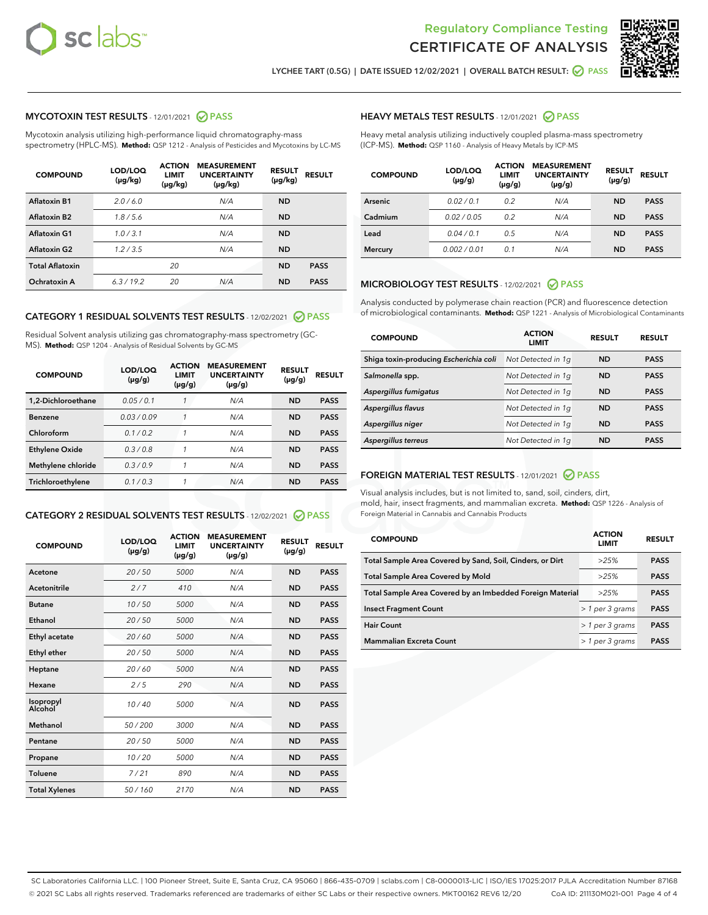Regulatory Compliance Testing
# CERTIFICATE OF ANALYSIS

LYCHEE TART (0.5G) | DATE ISSUED 12/02/2021 | OVERALL BATCH RESULT: PASS

## MYCOTOXIN TEST RESULTS - 12/01/2021 PASS

Mycotoxin analysis utilizing high-performance liquid chromatography-mass spectrometry (HPLC-MS). **Method:** QSP 1212 - Analysis of Pesticides and Mycotoxins by LC-MS

| COMPOUND | LOD/LOQ (µg/kg) | ACTION LIMIT (µg/kg) | MEASUREMENT UNCERTAINTY (µg/kg) | RESULT (µg/kg) | RESULT |
|---|---|---|---|---|---|
| Aflatoxin B1 | 2.0 / 6.0 | | N/A | ND | |
| Aflatoxin B2 | 1.8 / 5.6 | | N/A | ND | |
| Aflatoxin G1 | 1.0 / 3.1 | | N/A | ND | |
| Aflatoxin G2 | 1.2 / 3.5 | | N/A | ND | |
| Total Aflatoxin | | 20 | | ND | PASS |
| Ochratoxin A | 6.3 / 19.2 | 20 | N/A | ND | PASS |

## CATEGORY 1 RESIDUAL SOLVENTS TEST RESULTS - 12/02/2021 PASS

Residual Solvent analysis utilizing gas chromatography-mass spectrometry (GC-MS). **Method:** QSP 1204 - Analysis of Residual Solvents by GC-MS

| COMPOUND | LOD/LOQ (µg/g) | ACTION LIMIT (µg/g) | MEASUREMENT UNCERTAINTY (µg/g) | RESULT (µg/g) | RESULT |
|---|---|---|---|---|---|
| 1,2-Dichloroethane | 0.05 / 0.1 | 1 | N/A | ND | PASS |
| Benzene | 0.03 / 0.09 | 1 | N/A | ND | PASS |
| Chloroform | 0.1 / 0.2 | 1 | N/A | ND | PASS |
| Ethylene Oxide | 0.3 / 0.8 | 1 | N/A | ND | PASS |
| Methylene chloride | 0.3 / 0.9 | 1 | N/A | ND | PASS |
| Trichloroethylene | 0.1 / 0.3 | 1 | N/A | ND | PASS |

## CATEGORY 2 RESIDUAL SOLVENTS TEST RESULTS - 12/02/2021 PASS

| COMPOUND | LOD/LOQ (µg/g) | ACTION LIMIT (µg/g) | MEASUREMENT UNCERTAINTY (µg/g) | RESULT (µg/g) | RESULT |
|---|---|---|---|---|---|
| Acetone | 20 / 50 | 5000 | N/A | ND | PASS |
| Acetonitrile | 2 / 7 | 410 | N/A | ND | PASS |
| Butane | 10 / 50 | 5000 | N/A | ND | PASS |
| Ethanol | 20 / 50 | 5000 | N/A | ND | PASS |
| Ethyl acetate | 20 / 60 | 5000 | N/A | ND | PASS |
| Ethyl ether | 20 / 50 | 5000 | N/A | ND | PASS |
| Heptane | 20 / 60 | 5000 | N/A | ND | PASS |
| Hexane | 2 / 5 | 290 | N/A | ND | PASS |
| Isopropyl Alcohol | 10 / 40 | 5000 | N/A | ND | PASS |
| Methanol | 50 / 200 | 3000 | N/A | ND | PASS |
| Pentane | 20 / 50 | 5000 | N/A | ND | PASS |
| Propane | 10 / 20 | 5000 | N/A | ND | PASS |
| Toluene | 7 / 21 | 890 | N/A | ND | PASS |
| Total Xylenes | 50 / 160 | 2170 | N/A | ND | PASS |

## HEAVY METALS TEST RESULTS - 12/01/2021 PASS

Heavy metal analysis utilizing inductively coupled plasma-mass spectrometry (ICP-MS). **Method:** QSP 1160 - Analysis of Heavy Metals by ICP-MS

| COMPOUND | LOD/LOQ (µg/g) | ACTION LIMIT (µg/g) | MEASUREMENT UNCERTAINTY (µg/g) | RESULT (µg/g) | RESULT |
|---|---|---|---|---|---|
| Arsenic | 0.02 / 0.1 | 0.2 | N/A | ND | PASS |
| Cadmium | 0.02 / 0.05 | 0.2 | N/A | ND | PASS |
| Lead | 0.04 / 0.1 | 0.5 | N/A | ND | PASS |
| Mercury | 0.002 / 0.01 | 0.1 | N/A | ND | PASS |

## MICROBIOLOGY TEST RESULTS - 12/02/2021 PASS

Analysis conducted by polymerase chain reaction (PCR) and fluorescence detection of microbiological contaminants. **Method:** QSP 1221 - Analysis of Microbiological Contaminants

| COMPOUND | ACTION LIMIT | RESULT | RESULT |
|---|---|---|---|
| Shiga toxin-producing *Escherichia coli* | Not Detected in 1g | ND | PASS |
| *Salmonella* spp. | Not Detected in 1g | ND | PASS |
| *Aspergillus fumigatus* | Not Detected in 1g | ND | PASS |
| *Aspergillus flavus* | Not Detected in 1g | ND | PASS |
| *Aspergillus niger* | Not Detected in 1g | ND | PASS |
| *Aspergillus terreus* | Not Detected in 1g | ND | PASS |

## FOREIGN MATERIAL TEST RESULTS - 12/01/2021 PASS

Visual analysis includes, but is not limited to, sand, soil, cinders, dirt, mold, hair, insect fragments, and mammalian excreta. **Method:** QSP 1226 - Analysis of Foreign Material in Cannabis and Cannabis Products

| COMPOUND | ACTION LIMIT | RESULT |
|---|---|---|
| Total Sample Area Covered by Sand, Soil, Cinders, or Dirt | >25% | PASS |
| Total Sample Area Covered by Mold | >25% | PASS |
| Total Sample Area Covered by an Imbedded Foreign Material | >25% | PASS |
| Insect Fragment Count | > 1 per 3 grams | PASS |
| Hair Count | > 1 per 3 grams | PASS |
| Mammalian Excreta Count | > 1 per 3 grams | PASS |

SC Laboratories California LLC. | 100 Pioneer Street, Suite E, Santa Cruz, CA 95060 | 866-435-0709 | sclabs.com | C8-0000013-LIC | ISO/IES 17025:2017 PJLA Accreditation Number 87168
© 2021 SC Labs all rights reserved. Trademarks referenced are trademarks of either SC Labs or their respective owners. MKT00162 REV6 12/20 CoA ID: 211130M021-001